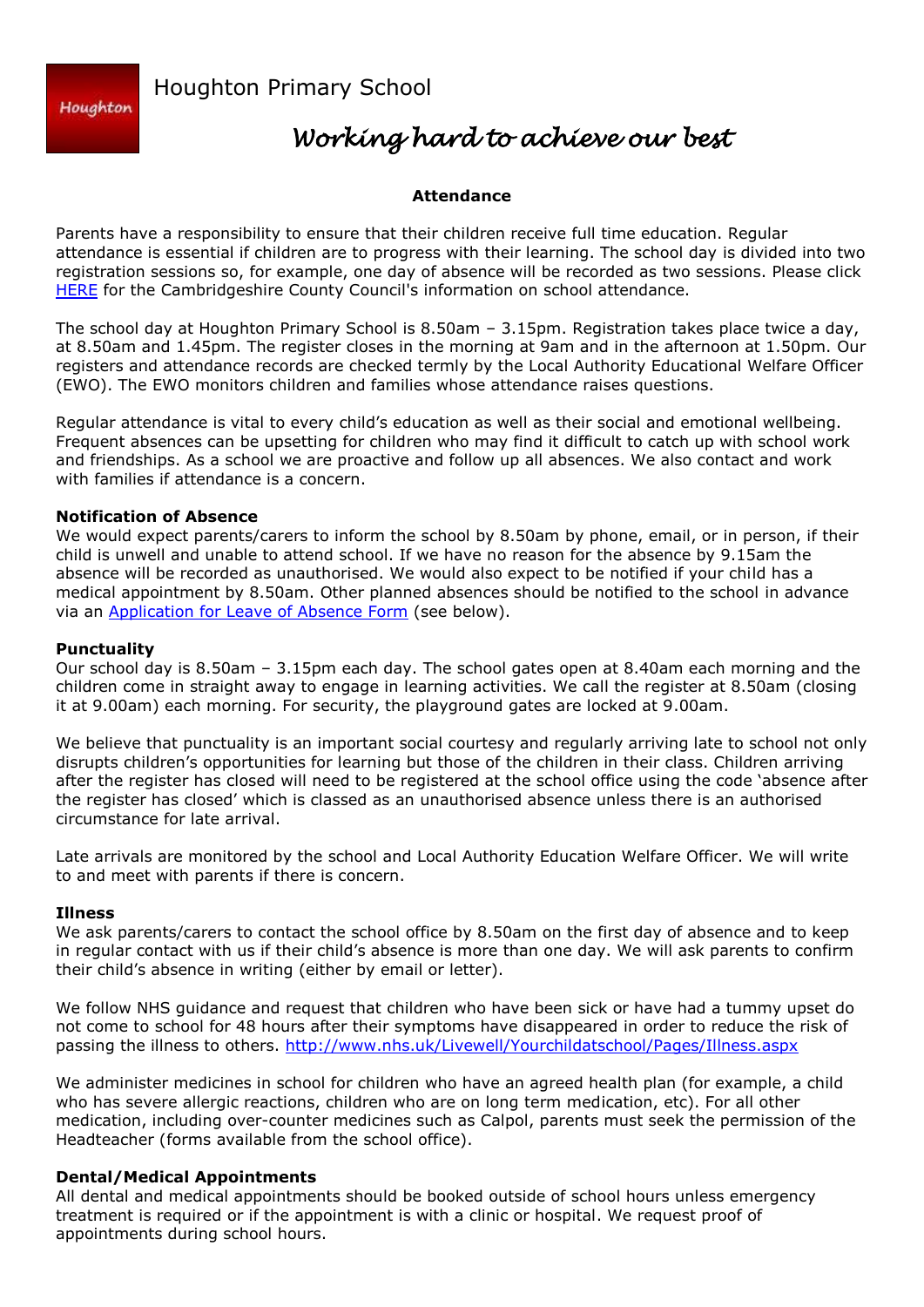# Houghton Primary School

*Working hard to achieve our best*

## Attendance

Parents have a responsibility to ensure that their children receive full time education. Regular attendance is essential if children are to progress with their learning. The school day is divided into two registration sessions so, for example, one day of absence will be recorded as two sessions. Please click HERE for the Cambridgeshire County Council's information on school attendance.

The school day at Houghton Primary School is 8.50am – 3.15pm. Registration takes place twice a day, at 8.50am and 1.45pm. The register closes in the morning at 9am and in the afternoon at 1.50pm. Our registers and attendance records are checked termly by the Local Authority Educational Welfare Officer (EWO). The EWO monitors children and families whose attendance raises questions.

Regular attendance is vital to every child's education as well as their social and emotional wellbeing. Frequent absences can be upsetting for children who may find it difficult to catch up with school work and friendships. As a school we are proactive and follow up all absences. We also contact and work with families if attendance is a concern.

### Notification of Absence

We would expect parents/carers to inform the school by 8.50am by phone, email, or in person, if their child is unwell and unable to attend school. If we have no reason for the absence by 9.15am the absence will be recorded as unauthorised. We would also expect to be notified if your child has a medical appointment by 8.50am. Other planned absences should be notified to the school in advance via an Application for Leave of Absence Form (see below).

### Punctuality

Our school day is 8.50am – 3.15pm each day. The school gates open at 8.40am each morning and the children come in straight away to engage in learning activities. We call the register at 8.50am (closing it at 9.00am) each morning. For security, the playground gates are locked at 9.00am.

We believe that punctuality is an important social courtesy and regularly arriving late to school not only disrupts children's opportunities for learning but those of the children in their class. Children arriving after the register has closed will need to be registered at the school office using the code 'absence after the register has closed' which is classed as an unauthorised absence unless there is an authorised circumstance for late arrival.

Late arrivals are monitored by the school and Local Authority Education Welfare Officer. We will write to and meet with parents if there is concern.

### Illness

We ask parents/carers to contact the school office by 8.50am on the first day of absence and to keep in regular contact with us if their child's absence is more than one day. We will ask parents to confirm their child's absence in writing (either by email or letter).

We follow NHS guidance and request that children who have been sick or have had a tummy upset do not come to school for 48 hours after their symptoms have disappeared in order to reduce the risk of passing the illness to others. http://www.nhs.uk/Livewell/Yourchildatschool/Pages/Illness.aspx

We administer medicines in school for children who have an agreed health plan (for example, a child who has severe allergic reactions, children who are on long term medication, etc). For all other medication, including over-counter medicines such as Calpol, parents must seek the permission of the Headteacher (forms available from the school office).

### Dental/Medical Appointments

All dental and medical appointments should be booked outside of school hours unless emergency treatment is required or if the appointment is with a clinic or hospital. We request proof of appointments during school hours.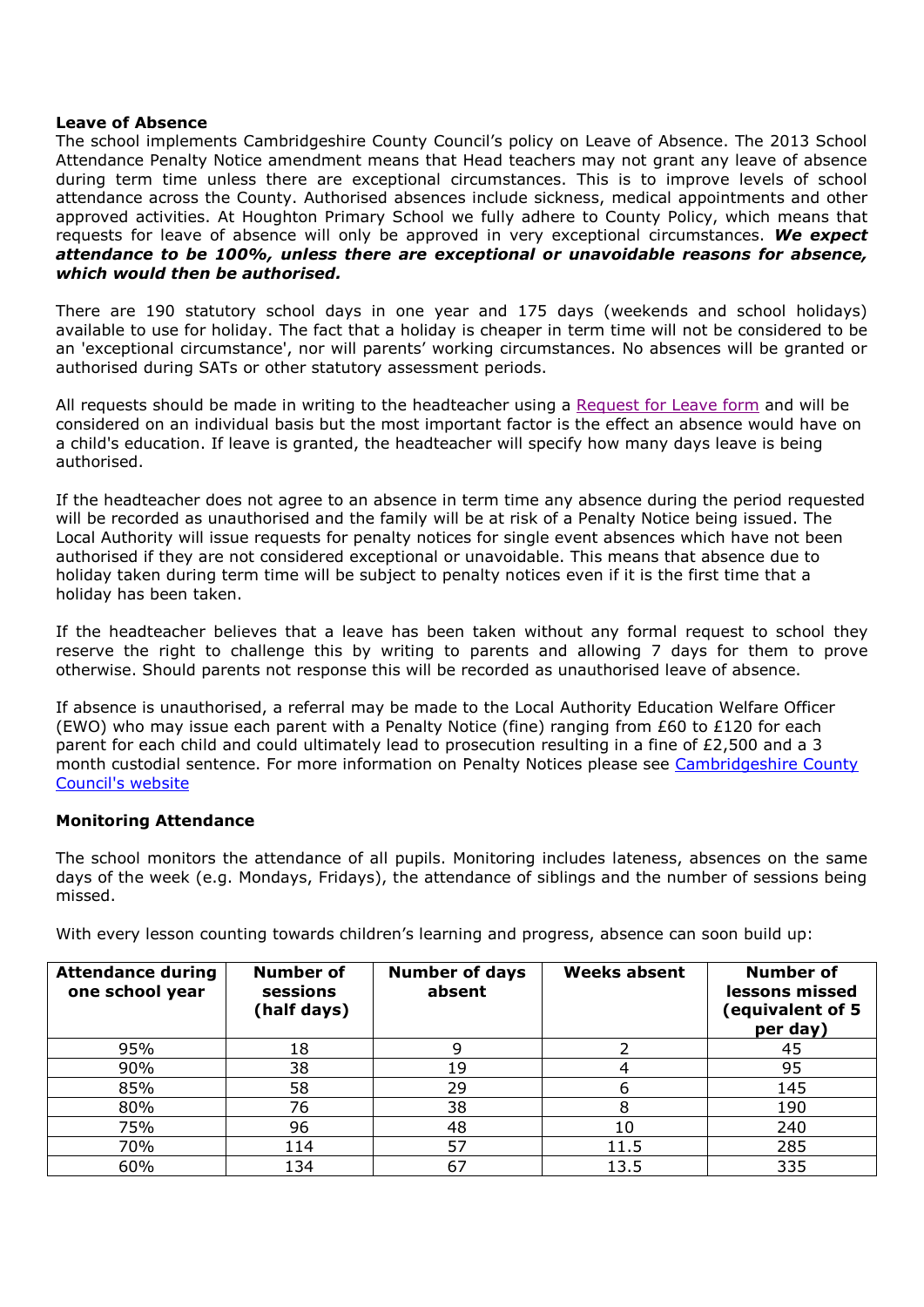**Leave of Absence**

The school implements Cambridgeshire County Council's policy on Leave of Absence. The 2013 School Attendance Penalty Notice amendment means that Head teachers may not grant any leave of absence during term time unless there are exceptional circumstances. This is to improve levels of school attendance across the County. Authorised absences include sickness, medical appointments and other approved activities. At Houghton Primary School we fully adhere to County Policy, which means that requests for leave of absence will only be approved in very exceptional circumstances. ***We expect attendance to be 100%, unless there are exceptional or unavoidable reasons for absence, which would then be authorised.***

There are 190 statutory school days in one year and 175 days (weekends and school holidays) available to use for holiday. The fact that a holiday is cheaper in term time will not be considered to be an 'exceptional circumstance', nor will parents' working circumstances. No absences will be granted or authorised during SATs or other statutory assessment periods.

All requests should be made in writing to the headteacher using a [Request for Leave form] and will be considered on an individual basis but the most important factor is the effect an absence would have on a child's education. If leave is granted, the headteacher will specify how many days leave is being authorised.

If the headteacher does not agree to an absence in term time any absence during the period requested will be recorded as unauthorised and the family will be at risk of a Penalty Notice being issued. The Local Authority will issue requests for penalty notices for single event absences which have not been authorised if they are not considered exceptional or unavoidable. This means that absence due to holiday taken during term time will be subject to penalty notices even if it is the first time that a holiday has been taken.

If the headteacher believes that a leave has been taken without any formal request to school they reserve the right to challenge this by writing to parents and allowing 7 days for them to prove otherwise. Should parents not response this will be recorded as unauthorised leave of absence.

If absence is unauthorised, a referral may be made to the Local Authority Education Welfare Officer (EWO) who may issue each parent with a Penalty Notice (fine) ranging from £60 to £120 for each parent for each child and could ultimately lead to prosecution resulting in a fine of £2,500 and a 3 month custodial sentence. For more information on Penalty Notices please see [Cambridgeshire County Council's website]

**Monitoring Attendance**

The school monitors the attendance of all pupils. Monitoring includes lateness, absences on the same days of the week (e.g. Mondays, Fridays), the attendance of siblings and the number of sessions being missed.

With every lesson counting towards children's learning and progress, absence can soon build up:

| Attendance during one school year | Number of sessions (half days) | Number of days absent | Weeks absent | Number of lessons missed (equivalent of 5 per day) |
|---|---|---|---|---|
| 95% | 18 | 9 | 2 | 45 |
| 90% | 38 | 19 | 4 | 95 |
| 85% | 58 | 29 | 6 | 145 |
| 80% | 76 | 38 | 8 | 190 |
| 75% | 96 | 48 | 10 | 240 |
| 70% | 114 | 57 | 11.5 | 285 |
| 60% | 134 | 67 | 13.5 | 335 |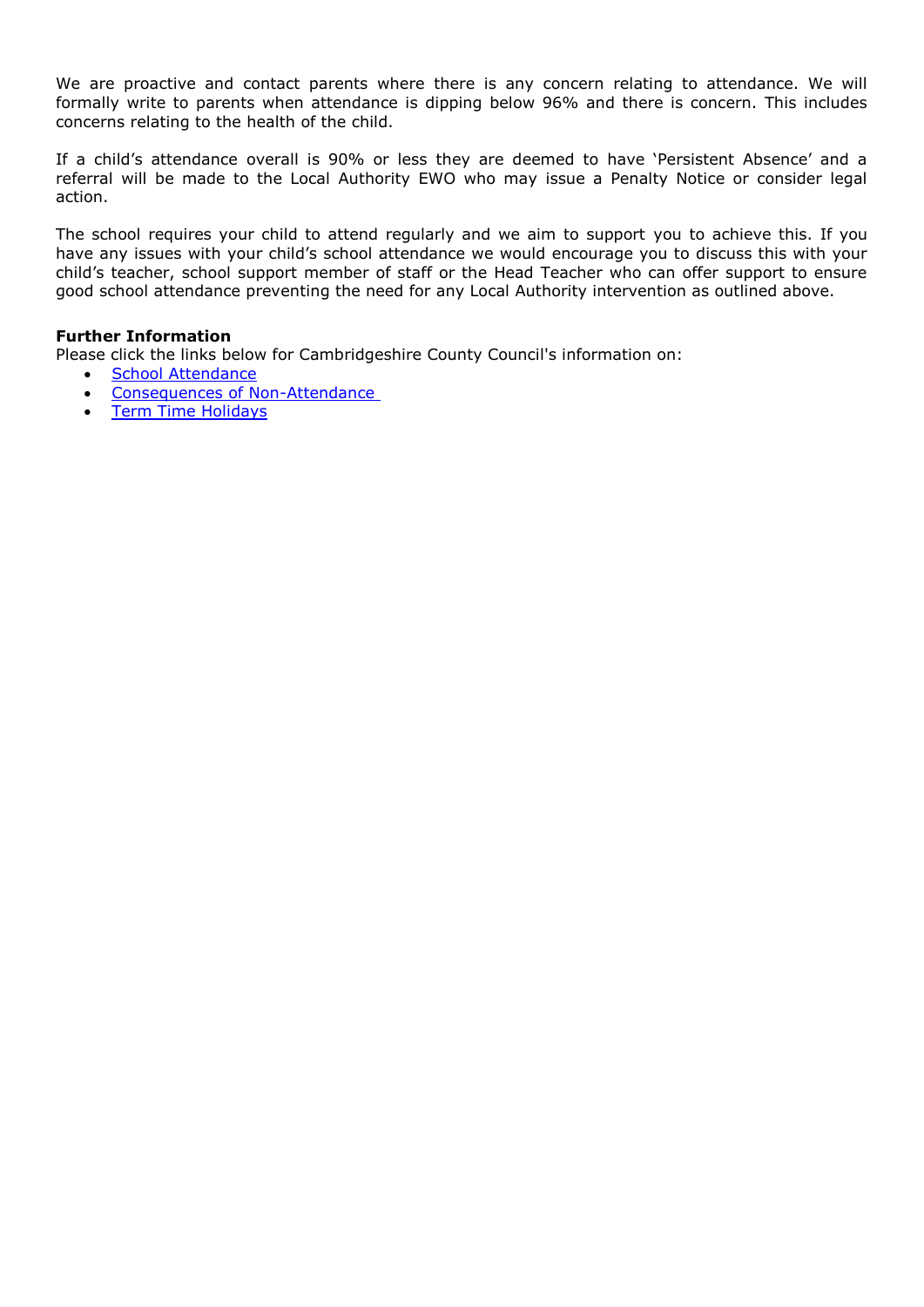We are proactive and contact parents where there is any concern relating to attendance. We will formally write to parents when attendance is dipping below 96% and there is concern. This includes concerns relating to the health of the child.

If a child's attendance overall is 90% or less they are deemed to have 'Persistent Absence' and a referral will be made to the Local Authority EWO who may issue a Penalty Notice or consider legal action.

The school requires your child to attend regularly and we aim to support you to achieve this. If you have any issues with your child's school attendance we would encourage you to discuss this with your child's teacher, school support member of staff or the Head Teacher who can offer support to ensure good school attendance preventing the need for any Local Authority intervention as outlined above.

**Further Information**

Please click the links below for Cambridgeshire County Council's information on:

- School Attendance
- Consequences of Non-Attendance
- Term Time Holidays